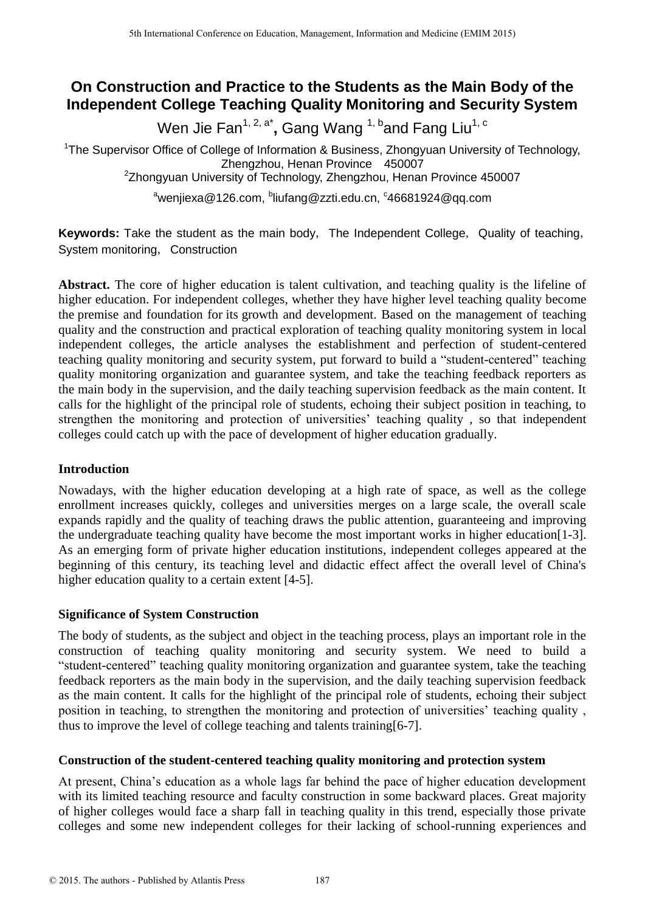# On Construction and Practice to the Students as the Main Body of the Independent College Teaching Quality Monitoring and Security System

Wen Jie Fan[1, 2, a*], Gang Wang [1, b] and Fang Liu[1, c]

[1]The Supervisor Office of College of Information & Business, Zhongyuan University of Technology, Zhengzhou, Henan Province 450007

[2]Zhongyuan University of Technology, Zhengzhou, Henan Province 450007

[a]wenjiexa@126.com, [b]liufang@zzti.edu.cn, [c]46681924@qq.com

**Keywords:** Take the student as the main body, The Independent College, Quality of teaching, System monitoring, Construction

**Abstract.** The core of higher education is talent cultivation, and teaching quality is the lifeline of higher education. For independent colleges, whether they have higher level teaching quality become the premise and foundation for its growth and development. Based on the management of teaching quality and the construction and practical exploration of teaching quality monitoring system in local independent colleges, the article analyses the establishment and perfection of student-centered teaching quality monitoring and security system, put forward to build a "student-centered" teaching quality monitoring organization and guarantee system, and take the teaching feedback reporters as the main body in the supervision, and the daily teaching supervision feedback as the main content. It calls for the highlight of the principal role of students, echoing their subject position in teaching, to strengthen the monitoring and protection of universities' teaching quality , so that independent colleges could catch up with the pace of development of higher education gradually.

## Introduction

Nowadays, with the higher education developing at a high rate of space, as well as the college enrollment increases quickly, colleges and universities merges on a large scale, the overall scale expands rapidly and the quality of teaching draws the public attention, guaranteeing and improving the undergraduate teaching quality have become the most important works in higher education[1-3]. As an emerging form of private higher education institutions, independent colleges appeared at the beginning of this century, its teaching level and didactic effect affect the overall level of China's higher education quality to a certain extent [4-5].

## Significance of System Construction

The body of students, as the subject and object in the teaching process, plays an important role in the construction of teaching quality monitoring and security system. We need to build a "student-centered" teaching quality monitoring organization and guarantee system, take the teaching feedback reporters as the main body in the supervision, and the daily teaching supervision feedback as the main content. It calls for the highlight of the principal role of students, echoing their subject position in teaching, to strengthen the monitoring and protection of universities' teaching quality , thus to improve the level of college teaching and talents training[6-7].

## Construction of the student-centered teaching quality monitoring and protection system

At present, China's education as a whole lags far behind the pace of higher education development with its limited teaching resource and faculty construction in some backward places. Great majority of higher colleges would face a sharp fall in teaching quality in this trend, especially those private colleges and some new independent colleges for their lacking of school-running experiences and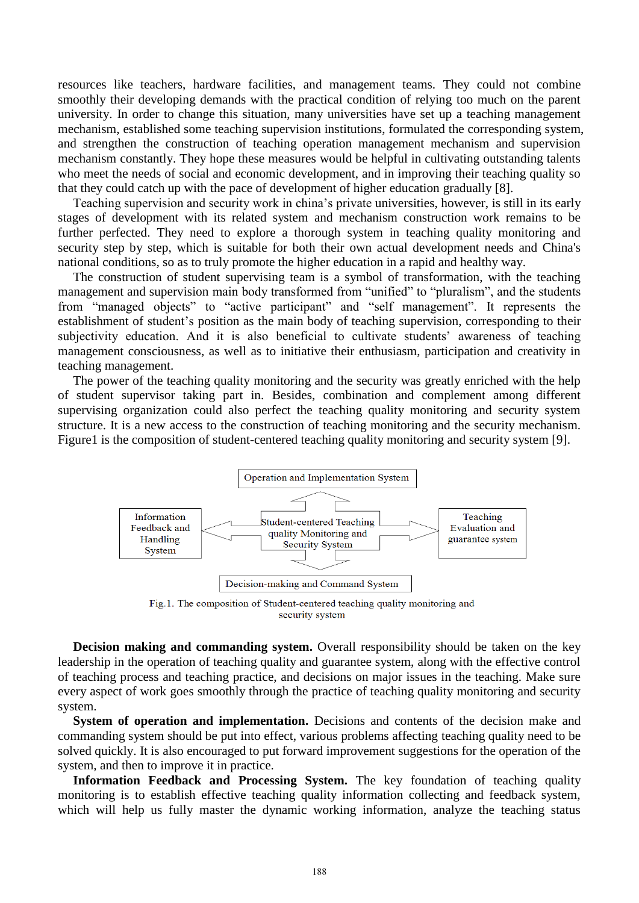resources like teachers, hardware facilities, and management teams. They could not combine smoothly their developing demands with the practical condition of relying too much on the parent university. In order to change this situation, many universities have set up a teaching management mechanism, established some teaching supervision institutions, formulated the corresponding system, and strengthen the construction of teaching operation management mechanism and supervision mechanism constantly. They hope these measures would be helpful in cultivating outstanding talents who meet the needs of social and economic development, and in improving their teaching quality so that they could catch up with the pace of development of higher education gradually [8].

Teaching supervision and security work in china's private universities, however, is still in its early stages of development with its related system and mechanism construction work remains to be further perfected. They need to explore a thorough system in teaching quality monitoring and security step by step, which is suitable for both their own actual development needs and China's national conditions, so as to truly promote the higher education in a rapid and healthy way.

The construction of student supervising team is a symbol of transformation, with the teaching management and supervision main body transformed from "unified" to "pluralism", and the students from "managed objects" to "active participant" and "self management". It represents the establishment of student's position as the main body of teaching supervision, corresponding to their subjectivity education. And it is also beneficial to cultivate students' awareness of teaching management consciousness, as well as to initiative their enthusiasm, participation and creativity in teaching management.

The power of the teaching quality monitoring and the security was greatly enriched with the help of student supervisor taking part in. Besides, combination and complement among different supervising organization could also perfect the teaching quality monitoring and security system structure. It is a new access to the construction of teaching monitoring and the security mechanism. Figure1 is the composition of student-centered teaching quality monitoring and security system [9].

Operation and Implementation System

Information Feedback and Handling System

Student-centered Teaching quality Monitoring and Security System

Teaching Evaluation and guarantee system

Decision-making and Command System

Fig.1. The composition of Student-centered teaching quality monitoring and security system

**Decision making and commanding system.** Overall responsibility should be taken on the key leadership in the operation of teaching quality and guarantee system, along with the effective control of teaching process and teaching practice, and decisions on major issues in the teaching. Make sure every aspect of work goes smoothly through the practice of teaching quality monitoring and security system.

**System of operation and implementation.** Decisions and contents of the decision make and commanding system should be put into effect, various problems affecting teaching quality need to be solved quickly. It is also encouraged to put forward improvement suggestions for the operation of the system, and then to improve it in practice.

**Information Feedback and Processing System.** The key foundation of teaching quality monitoring is to establish effective teaching quality information collecting and feedback system, which will help us fully master the dynamic working information, analyze the teaching status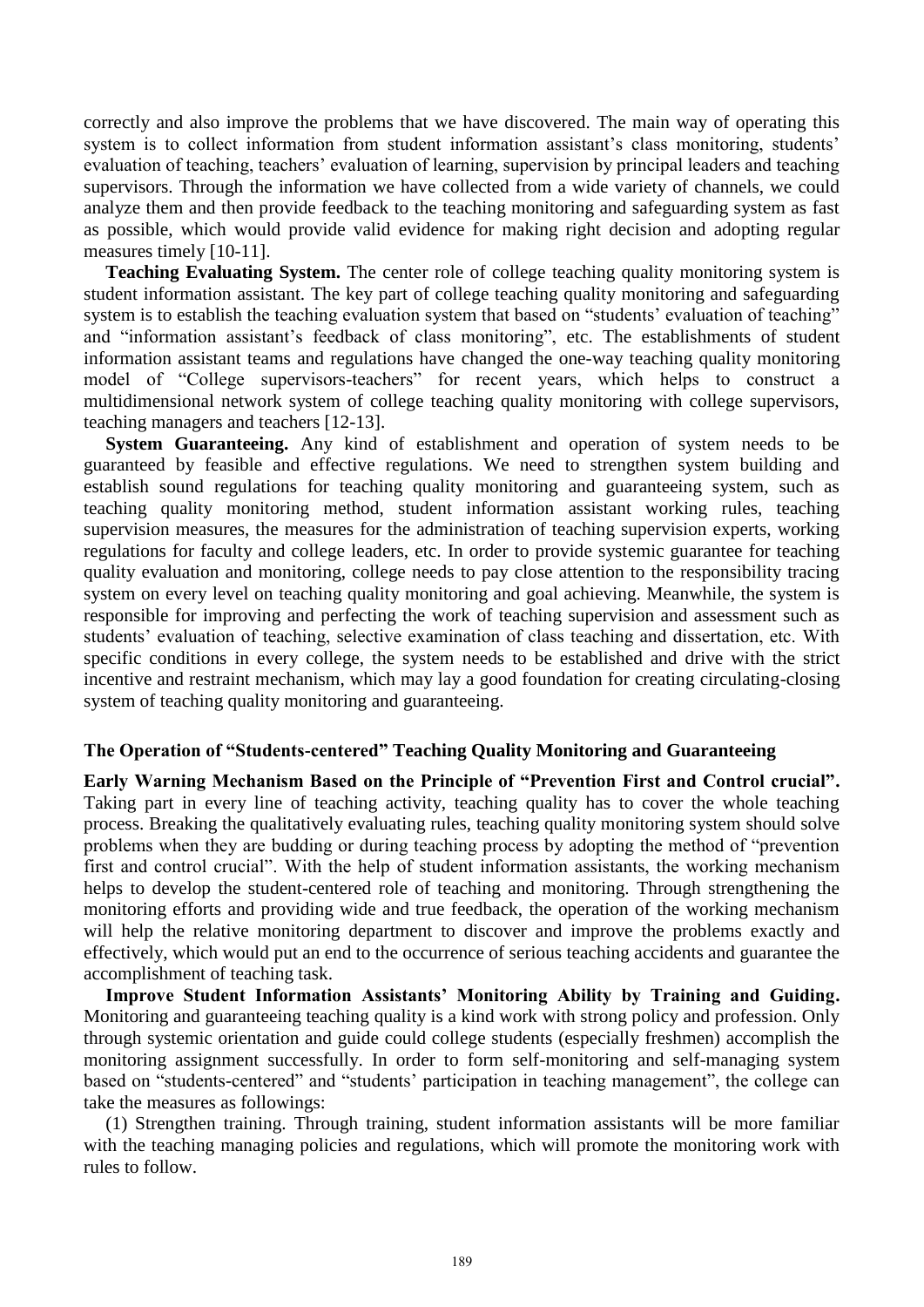correctly and also improve the problems that we have discovered. The main way of operating this system is to collect information from student information assistant's class monitoring, students' evaluation of teaching, teachers' evaluation of learning, supervision by principal leaders and teaching supervisors. Through the information we have collected from a wide variety of channels, we could analyze them and then provide feedback to the teaching monitoring and safeguarding system as fast as possible, which would provide valid evidence for making right decision and adopting regular measures timely [10-11].

**Teaching Evaluating System.** The center role of college teaching quality monitoring system is student information assistant. The key part of college teaching quality monitoring and safeguarding system is to establish the teaching evaluation system that based on "students' evaluation of teaching" and "information assistant's feedback of class monitoring", etc. The establishments of student information assistant teams and regulations have changed the one-way teaching quality monitoring model of "College supervisors-teachers" for recent years, which helps to construct a multidimensional network system of college teaching quality monitoring with college supervisors, teaching managers and teachers [12-13].

**System Guaranteeing.** Any kind of establishment and operation of system needs to be guaranteed by feasible and effective regulations. We need to strengthen system building and establish sound regulations for teaching quality monitoring and guaranteeing system, such as teaching quality monitoring method, student information assistant working rules, teaching supervision measures, the measures for the administration of teaching supervision experts, working regulations for faculty and college leaders, etc. In order to provide systemic guarantee for teaching quality evaluation and monitoring, college needs to pay close attention to the responsibility tracing system on every level on teaching quality monitoring and goal achieving. Meanwhile, the system is responsible for improving and perfecting the work of teaching supervision and assessment such as students' evaluation of teaching, selective examination of class teaching and dissertation, etc. With specific conditions in every college, the system needs to be established and drive with the strict incentive and restraint mechanism, which may lay a good foundation for creating circulating-closing system of teaching quality monitoring and guaranteeing.

## The Operation of "Students-centered" Teaching Quality Monitoring and Guaranteeing

**Early Warning Mechanism Based on the Principle of "Prevention First and Control crucial".** Taking part in every line of teaching activity, teaching quality has to cover the whole teaching process. Breaking the qualitatively evaluating rules, teaching quality monitoring system should solve problems when they are budding or during teaching process by adopting the method of "prevention first and control crucial". With the help of student information assistants, the working mechanism helps to develop the student-centered role of teaching and monitoring. Through strengthening the monitoring efforts and providing wide and true feedback, the operation of the working mechanism will help the relative monitoring department to discover and improve the problems exactly and effectively, which would put an end to the occurrence of serious teaching accidents and guarantee the accomplishment of teaching task.

**Improve Student Information Assistants' Monitoring Ability by Training and Guiding.** Monitoring and guaranteeing teaching quality is a kind work with strong policy and profession. Only through systemic orientation and guide could college students (especially freshmen) accomplish the monitoring assignment successfully. In order to form self-monitoring and self-managing system based on "students-centered" and "students' participation in teaching management", the college can take the measures as followings:

(1) Strengthen training. Through training, student information assistants will be more familiar with the teaching managing policies and regulations, which will promote the monitoring work with rules to follow.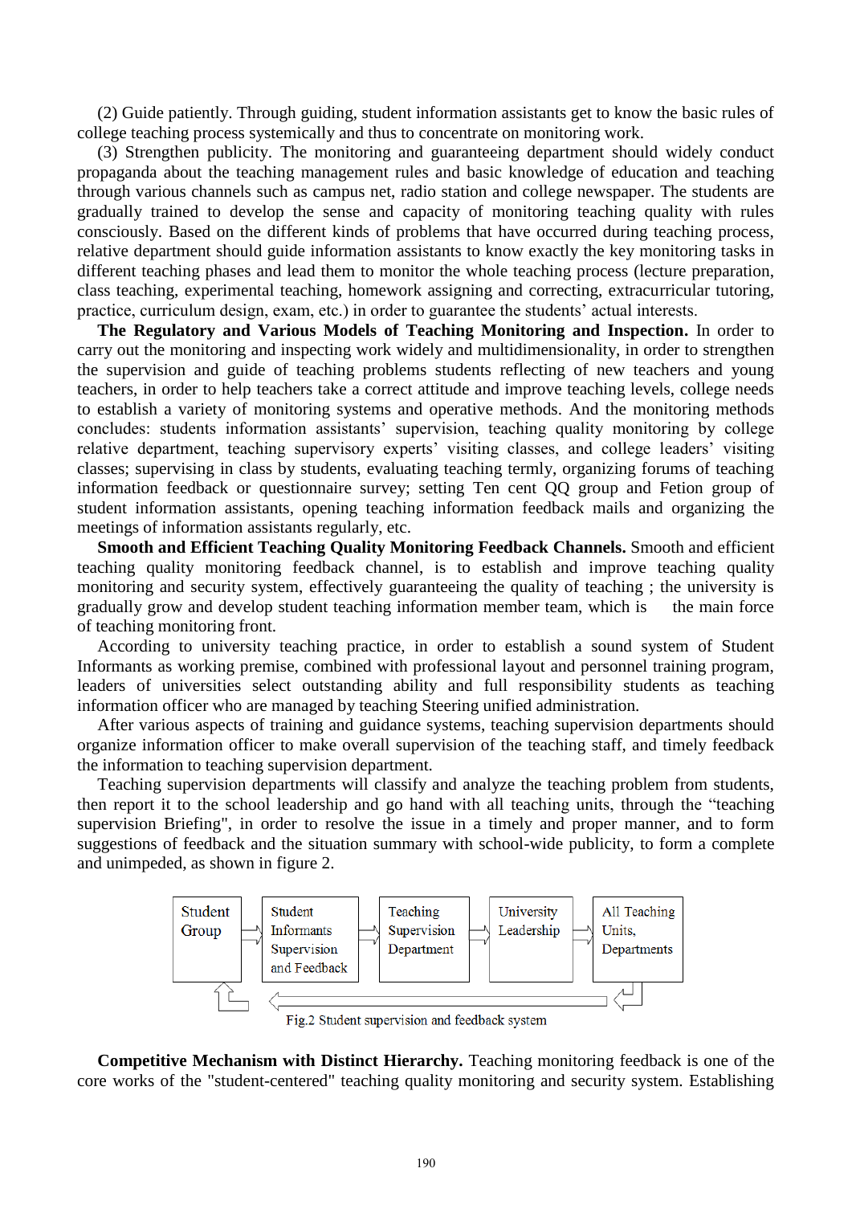(2) Guide patiently. Through guiding, student information assistants get to know the basic rules of college teaching process systemically and thus to concentrate on monitoring work.

(3) Strengthen publicity. The monitoring and guaranteeing department should widely conduct propaganda about the teaching management rules and basic knowledge of education and teaching through various channels such as campus net, radio station and college newspaper. The students are gradually trained to develop the sense and capacity of monitoring teaching quality with rules consciously. Based on the different kinds of problems that have occurred during teaching process, relative department should guide information assistants to know exactly the key monitoring tasks in different teaching phases and lead them to monitor the whole teaching process (lecture preparation, class teaching, experimental teaching, homework assigning and correcting, extracurricular tutoring, practice, curriculum design, exam, etc.) in order to guarantee the students' actual interests.

**The Regulatory and Various Models of Teaching Monitoring and Inspection.** In order to carry out the monitoring and inspecting work widely and multidimensionality, in order to strengthen the supervision and guide of teaching problems students reflecting of new teachers and young teachers, in order to help teachers take a correct attitude and improve teaching levels, college needs to establish a variety of monitoring systems and operative methods. And the monitoring methods concludes: students information assistants' supervision, teaching quality monitoring by college relative department, teaching supervisory experts' visiting classes, and college leaders' visiting classes; supervising in class by students, evaluating teaching termly, organizing forums of teaching information feedback or questionnaire survey; setting Ten cent QQ group and Fetion group of student information assistants, opening teaching information feedback mails and organizing the meetings of information assistants regularly, etc.

**Smooth and Efficient Teaching Quality Monitoring Feedback Channels.** Smooth and efficient teaching quality monitoring feedback channel, is to establish and improve teaching quality monitoring and security system, effectively guaranteeing the quality of teaching ; the university is gradually grow and develop student teaching information member team, which is the main force of teaching monitoring front.

According to university teaching practice, in order to establish a sound system of Student Informants as working premise, combined with professional layout and personnel training program, leaders of universities select outstanding ability and full responsibility students as teaching information officer who are managed by teaching Steering unified administration.

After various aspects of training and guidance systems, teaching supervision departments should organize information officer to make overall supervision of the teaching staff, and timely feedback the information to teaching supervision department.

Teaching supervision departments will classify and analyze the teaching problem from students, then report it to the school leadership and go hand with all teaching units, through the "teaching supervision Briefing", in order to resolve the issue in a timely and proper manner, and to form suggestions of feedback and the situation summary with school-wide publicity, to form a complete and unimpeded, as shown in figure 2.

Student Group ⇒ Student Informants Supervision and Feedback ⇒ Teaching Supervision Department ⇒ University Leadership ⇒ All Teaching Units, Departments

Fig.2 Student supervision and feedback system

**Competitive Mechanism with Distinct Hierarchy.** Teaching monitoring feedback is one of the core works of the "student-centered" teaching quality monitoring and security system. Establishing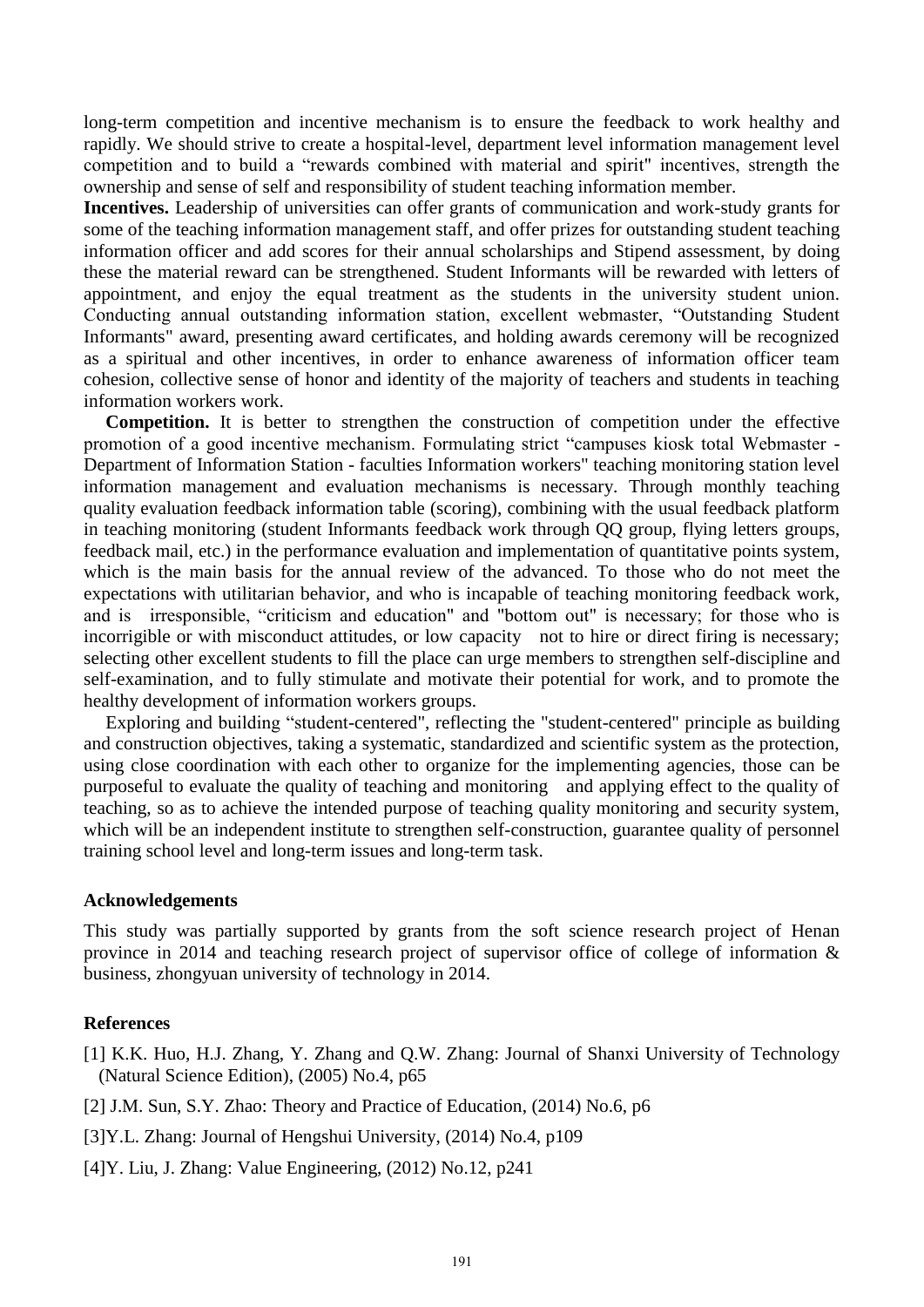long-term competition and incentive mechanism is to ensure the feedback to work healthy and rapidly. We should strive to create a hospital-level, department level information management level competition and to build a "rewards combined with material and spirit" incentives, strength the ownership and sense of self and responsibility of student teaching information member.

**Incentives.** Leadership of universities can offer grants of communication and work-study grants for some of the teaching information management staff, and offer prizes for outstanding student teaching information officer and add scores for their annual scholarships and Stipend assessment, by doing these the material reward can be strengthened. Student Informants will be rewarded with letters of appointment, and enjoy the equal treatment as the students in the university student union. Conducting annual outstanding information station, excellent webmaster, "Outstanding Student Informants" award, presenting award certificates, and holding awards ceremony will be recognized as a spiritual and other incentives, in order to enhance awareness of information officer team cohesion, collective sense of honor and identity of the majority of teachers and students in teaching information workers work.

**Competition.** It is better to strengthen the construction of competition under the effective promotion of a good incentive mechanism. Formulating strict "campuses kiosk total Webmaster - Department of Information Station - faculties Information workers" teaching monitoring station level information management and evaluation mechanisms is necessary. Through monthly teaching quality evaluation feedback information table (scoring), combining with the usual feedback platform in teaching monitoring (student Informants feedback work through QQ group, flying letters groups, feedback mail, etc.) in the performance evaluation and implementation of quantitative points system, which is the main basis for the annual review of the advanced. To those who do not meet the expectations with utilitarian behavior, and who is incapable of teaching monitoring feedback work, and is irresponsible, "criticism and education" and "bottom out" is necessary; for those who is incorrigible or with misconduct attitudes, or low capacity not to hire or direct firing is necessary; selecting other excellent students to fill the place can urge members to strengthen self-discipline and self-examination, and to fully stimulate and motivate their potential for work, and to promote the healthy development of information workers groups.

Exploring and building "student-centered", reflecting the "student-centered" principle as building and construction objectives, taking a systematic, standardized and scientific system as the protection, using close coordination with each other to organize for the implementing agencies, those can be purposeful to evaluate the quality of teaching and monitoring and applying effect to the quality of teaching, so as to achieve the intended purpose of teaching quality monitoring and security system, which will be an independent institute to strengthen self-construction, guarantee quality of personnel training school level and long-term issues and long-term task.

## Acknowledgements

This study was partially supported by grants from the soft science research project of Henan province in 2014 and teaching research project of supervisor office of college of information & business, zhongyuan university of technology in 2014.

## References

[1] K.K. Huo, H.J. Zhang, Y. Zhang and Q.W. Zhang: Journal of Shanxi University of Technology (Natural Science Edition), (2005) No.4, p65

[2] J.M. Sun, S.Y. Zhao: Theory and Practice of Education, (2014) No.6, p6

[3]Y.L. Zhang: Journal of Hengshui University, (2014) No.4, p109

[4]Y. Liu, J. Zhang: Value Engineering, (2012) No.12, p241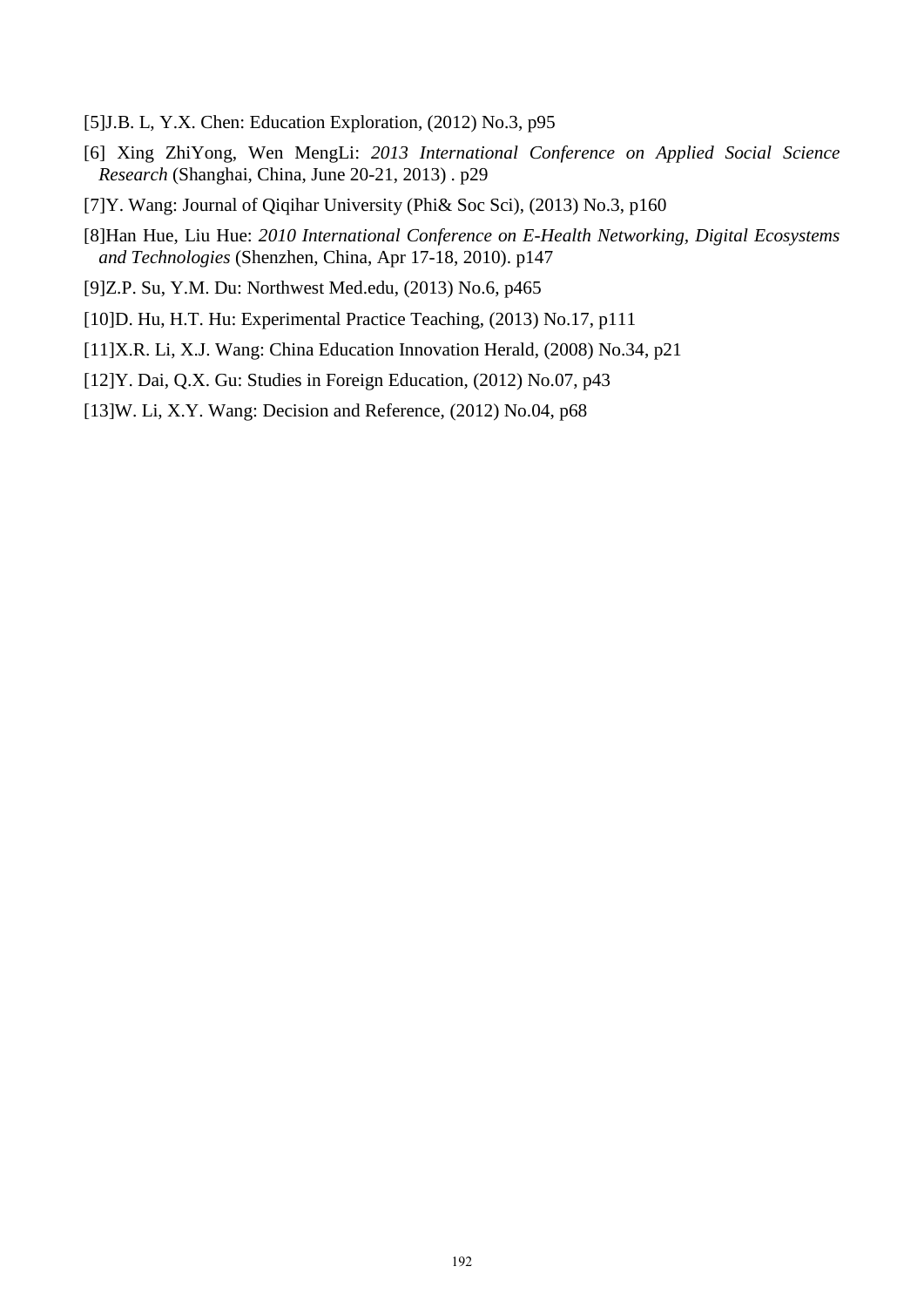[5]J.B. L, Y.X. Chen: Education Exploration, (2012) No.3, p95

[6] Xing ZhiYong, Wen MengLi: *2013 International Conference on Applied Social Science Research* (Shanghai, China, June 20-21, 2013) . p29

[7]Y. Wang: Journal of Qiqihar University (Phi& Soc Sci), (2013) No.3, p160

[8]Han Hue, Liu Hue: *2010 International Conference on E-Health Networking, Digital Ecosystems and Technologies* (Shenzhen, China, Apr 17-18, 2010). p147

[9]Z.P. Su, Y.M. Du: Northwest Med.edu, (2013) No.6, p465

[10]D. Hu, H.T. Hu: Experimental Practice Teaching, (2013) No.17, p111

[11]X.R. Li, X.J. Wang: China Education Innovation Herald, (2008) No.34, p21

[12]Y. Dai, Q.X. Gu: Studies in Foreign Education, (2012) No.07, p43

[13]W. Li, X.Y. Wang: Decision and Reference, (2012) No.04, p68